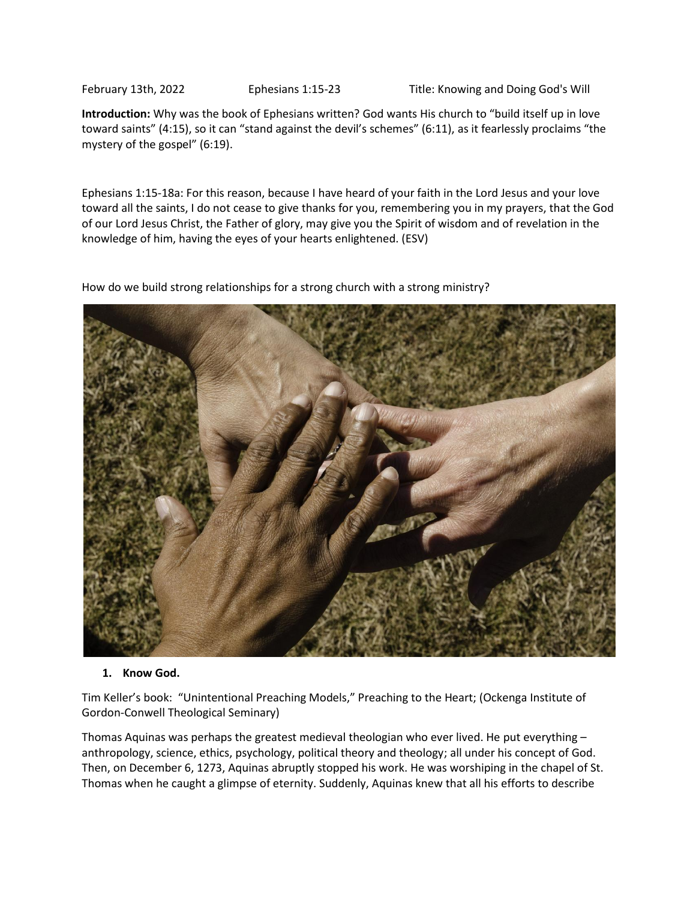February 13th, 2022 Ephesians 1:15-23 Title: Knowing and Doing God's Will

**Introduction:** Why was the book of Ephesians written? God wants His church to "build itself up in love toward saints" (4:15), so it can "stand against the devil's schemes" (6:11), as it fearlessly proclaims "the mystery of the gospel" (6:19).

Ephesians 1:15-18a: For this reason, because I have heard of your faith in the Lord Jesus and your love toward all the saints, I do not cease to give thanks for you, remembering you in my prayers, that the God of our Lord Jesus Christ, the Father of glory, may give you the Spirit of wisdom and of revelation in the knowledge of him, having the eyes of your hearts enlightened. (ESV)

How do we build strong relationships for a strong church with a strong ministry?

1. **Know God.**

Tim Keller's book: "Unintentional Preaching Models," Preaching to the Heart; (Ockenga Institute of Gordon-Conwell Theological Seminary)

Thomas Aquinas was perhaps the greatest medieval theologian who ever lived. He put everything – anthropology, science, ethics, psychology, political theory and theology; all under his concept of God. Then, on December 6, 1273, Aquinas abruptly stopped his work. He was worshiping in the chapel of St. Thomas when he caught a glimpse of eternity. Suddenly, Aquinas knew that all his efforts to describe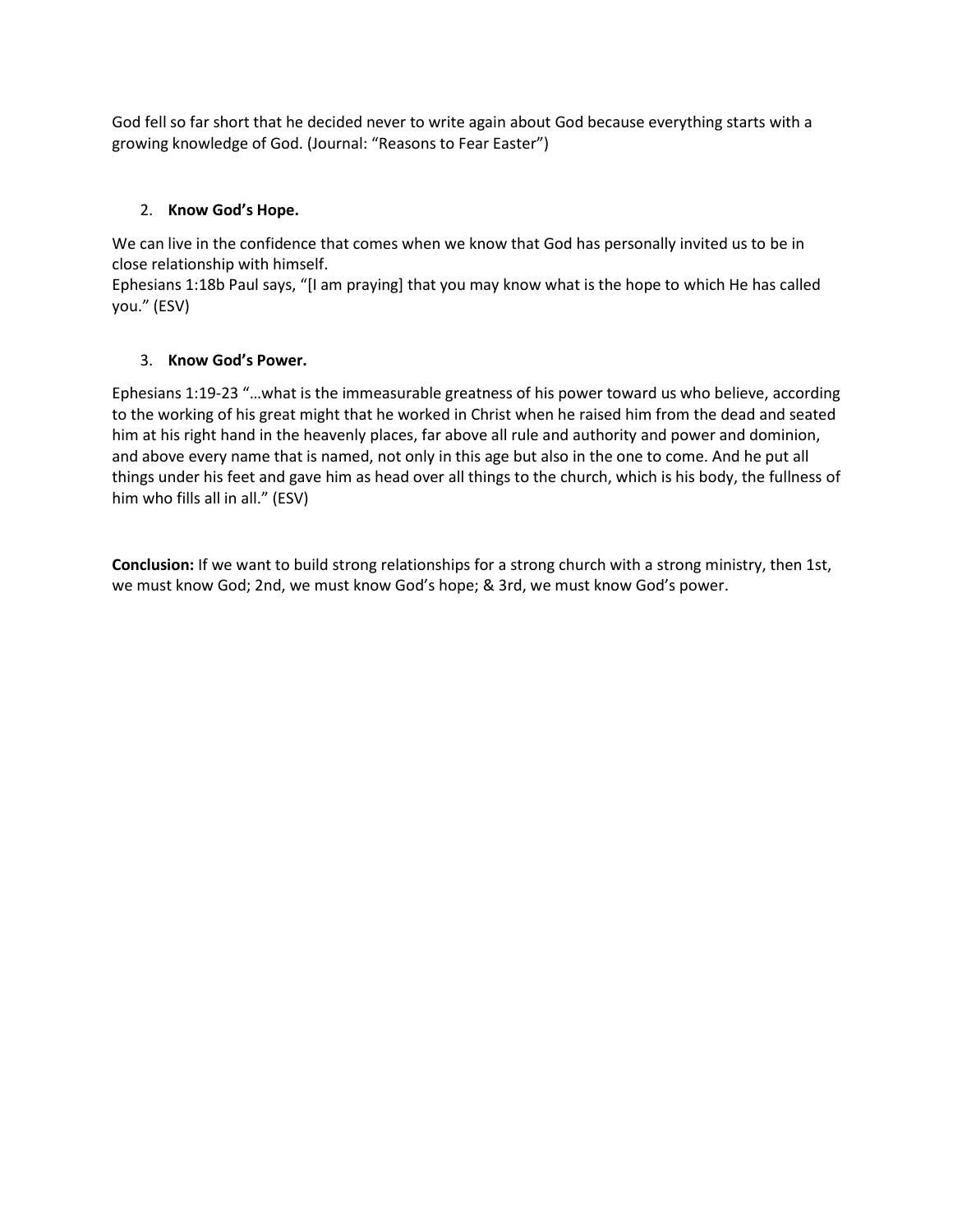God fell so far short that he decided never to write again about God because everything starts with a growing knowledge of God. (Journal: "Reasons to Fear Easter")

2. **Know God's Hope.**

We can live in the confidence that comes when we know that God has personally invited us to be in close relationship with himself.
Ephesians 1:18b Paul says, "[I am praying] that you may know what is the hope to which He has called you." (ESV)

3. **Know God's Power.**

Ephesians 1:19-23 "…what is the immeasurable greatness of his power toward us who believe, according to the working of his great might that he worked in Christ when he raised him from the dead and seated him at his right hand in the heavenly places, far above all rule and authority and power and dominion, and above every name that is named, not only in this age but also in the one to come. And he put all things under his feet and gave him as head over all things to the church, which is his body, the fullness of him who fills all in all." (ESV)

**Conclusion:** If we want to build strong relationships for a strong church with a strong ministry, then 1st, we must know God; 2nd, we must know God's hope; & 3rd, we must know God's power.